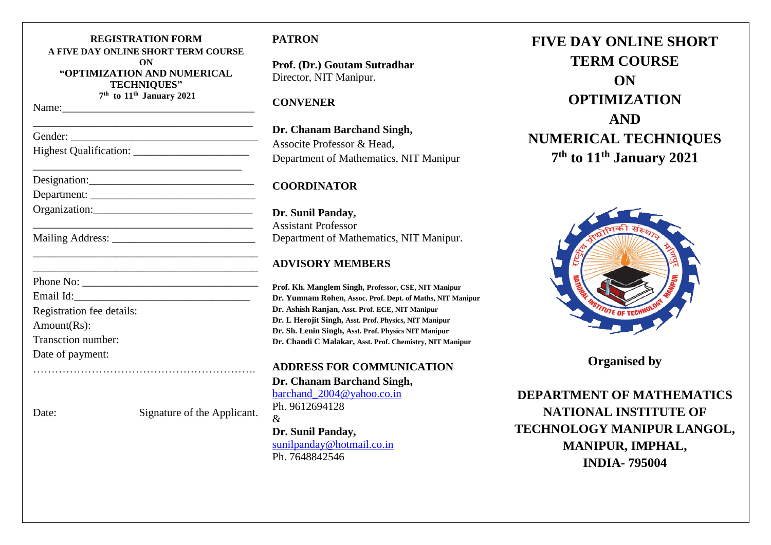**REGISTRATION FORM**
**A FIVE DAY ONLINE SHORT TERM COURSE**
**ON**
**"OPTIMIZATION AND NUMERICAL TECHNIQUES"**
**7th to 11th January 2021**

Name:______________________________________

___________________________________________

Gender: ____________________________________

Highest Qualification: _______________________

___________________________________________

Designation:_________________________________

Department: _________________________________

Organization:________________________________

___________________________________________

Mailing Address: ____________________________

___________________________________________

___________________________________________

Phone No: __________________________________

Email Id:___________________________________

Registration fee details:

Amount(Rs):

Transction number:

Date of payment:

…………………………………………………….

Date: Signature of the Applicant.

## PATRON

**Prof. (Dr.) Goutam Sutradhar**
Director, NIT Manipur.

## CONVENER

**Dr. Chanam Barchand Singh,**
Associte Professor & Head,
Department of Mathematics, NIT Manipur

## COORDINATOR

**Dr. Sunil Panday,**
Assistant Professor
Department of Mathematics, NIT Manipur.

## ADVISORY MEMBERS

**Prof. Kh. Manglem Singh,** Professor, CSE, NIT Manipur
**Dr. Yumnam Rohen,** Assoc. Prof. Dept. of Maths, NIT Manipur
**Dr. Ashish Ranjan,** Asst. Prof. ECE, NIT Manipur
**Dr. L Herojit Singh,** Asst. Prof. Physics, NIT Manipur
**Dr. Sh. Lenin Singh,** Asst. Prof. Physics NIT Manipur
**Dr. Chandi C Malakar,** Asst. Prof. Chemistry, NIT Manipur

## ADDRESS FOR COMMUNICATION

**Dr. Chanam Barchand Singh,**
barchand_2004@yahoo.co.in
Ph. 9612694128
&
**Dr. Sunil Panday,**
sunilpanday@hotmail.co.in
Ph. 7648842546

# FIVE DAY ONLINE SHORT TERM COURSE ON OPTIMIZATION AND NUMERICAL TECHNIQUES

**7th to 11th January 2021**

**Organised by**

**DEPARTMENT OF MATHEMATICS**
**NATIONAL INSTITUTE OF TECHNOLOGY MANIPUR LANGOL, MANIPUR, IMPHAL, INDIA- 795004**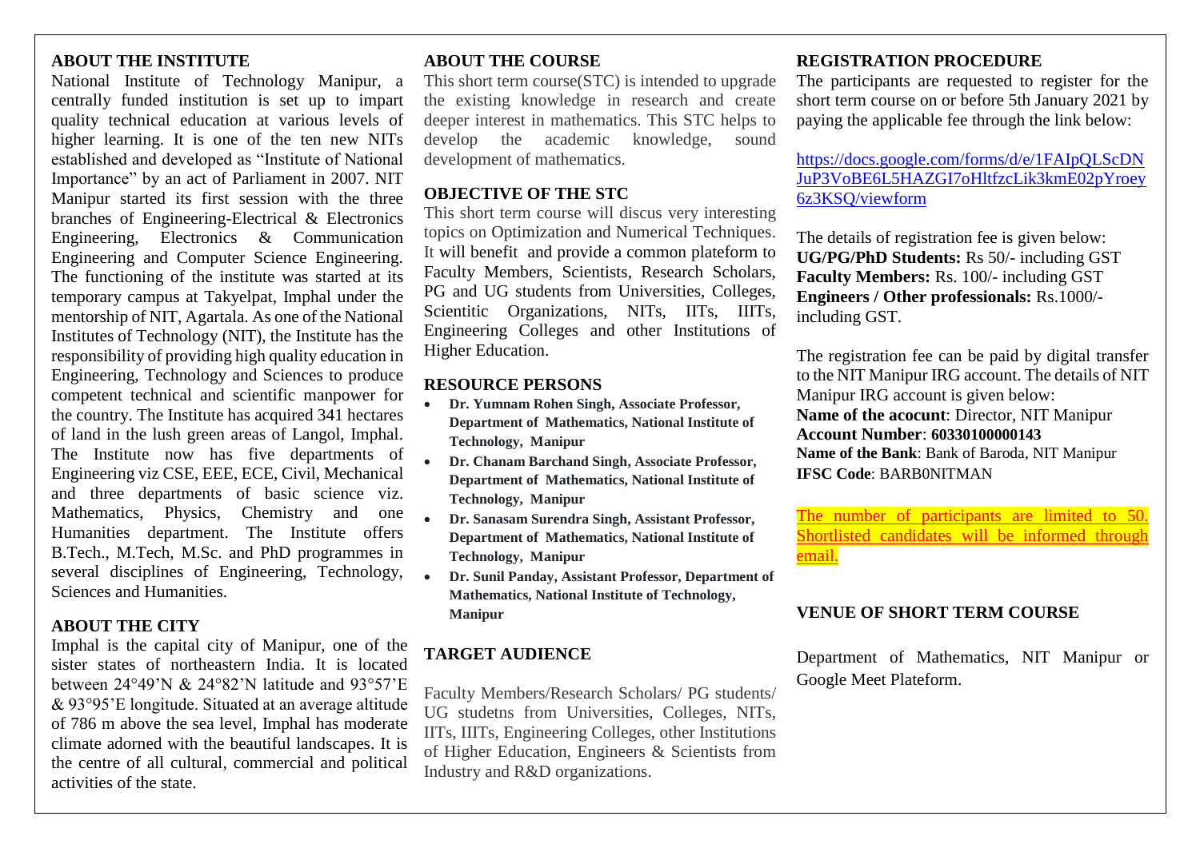## ABOUT THE INSTITUTE

National Institute of Technology Manipur, a centrally funded institution is set up to impart quality technical education at various levels of higher learning. It is one of the ten new NITs established and developed as "Institute of National Importance" by an act of Parliament in 2007. NIT Manipur started its first session with the three branches of Engineering-Electrical & Electronics Engineering, Electronics & Communication Engineering and Computer Science Engineering. The functioning of the institute was started at its temporary campus at Takyelpat, Imphal under the mentorship of NIT, Agartala. As one of the National Institutes of Technology (NIT), the Institute has the responsibility of providing high quality education in Engineering, Technology and Sciences to produce competent technical and scientific manpower for the country. The Institute has acquired 341 hectares of land in the lush green areas of Langol, Imphal. The Institute now has five departments of Engineering viz CSE, EEE, ECE, Civil, Mechanical and three departments of basic science viz. Mathematics, Physics, Chemistry and one Humanities department. The Institute offers B.Tech., M.Tech, M.Sc. and PhD programmes in several disciplines of Engineering, Technology, Sciences and Humanities.

## ABOUT THE CITY

Imphal is the capital city of Manipur, one of the sister states of northeastern India. It is located between 24°49'N & 24°82'N latitude and 93°57'E & 93°95'E longitude. Situated at an average altitude of 786 m above the sea level, Imphal has moderate climate adorned with the beautiful landscapes. It is the centre of all cultural, commercial and political activities of the state.

## ABOUT THE COURSE

This short term course(STC) is intended to upgrade the existing knowledge in research and create deeper interest in mathematics. This STC helps to develop the academic knowledge, sound development of mathematics.

## OBJECTIVE OF THE STC

This short term course will discus very interesting topics on Optimization and Numerical Techniques. It will benefit and provide a common plateform to Faculty Members, Scientists, Research Scholars, PG and UG students from Universities, Colleges, Scientitic Organizations, NITs, IITs, IIITs, Engineering Colleges and other Institutions of Higher Education.

## RESOURCE PERSONS

- **Dr. Yumnam Rohen Singh, Associate Professor, Department of Mathematics, National Institute of Technology, Manipur**
- **Dr. Chanam Barchand Singh, Associate Professor, Department of Mathematics, National Institute of Technology, Manipur**
- **Dr. Sanasam Surendra Singh, Assistant Professor, Department of Mathematics, National Institute of Technology, Manipur**
- **Dr. Sunil Panday, Assistant Professor, Department of Mathematics, National Institute of Technology, Manipur**

## TARGET AUDIENCE

Faculty Members/Research Scholars/ PG students/ UG studetns from Universities, Colleges, NITs, IITs, IIITs, Engineering Colleges, other Institutions of Higher Education, Engineers & Scientists from Industry and R&D organizations.

## REGISTRATION PROCEDURE

The participants are requested to register for the short term course on or before 5th January 2021 by paying the applicable fee through the link below:

https://docs.google.com/forms/d/e/1FAIpQLScDNJuP3VoBE6L5HAZGI7oHltfzcLik3kmE02pYroey6z3KSQ/viewform

The details of registration fee is given below:
**UG/PG/PhD Students:** Rs 50/- including GST
**Faculty Members:** Rs. 100/- including GST
**Engineers / Other professionals:** Rs.1000/- including GST.

The registration fee can be paid by digital transfer to the NIT Manipur IRG account. The details of NIT Manipur IRG account is given below:
**Name of the acocunt**: Director, NIT Manipur
**Account Number**: **60330100000143**
**Name of the Bank**: Bank of Baroda, NIT Manipur
**IFSC Code**: BARB0NITMAN

The number of participants are limited to 50. Shortlisted candidates will be informed through email.

## VENUE OF SHORT TERM COURSE

Department of Mathematics, NIT Manipur or Google Meet Plateform.